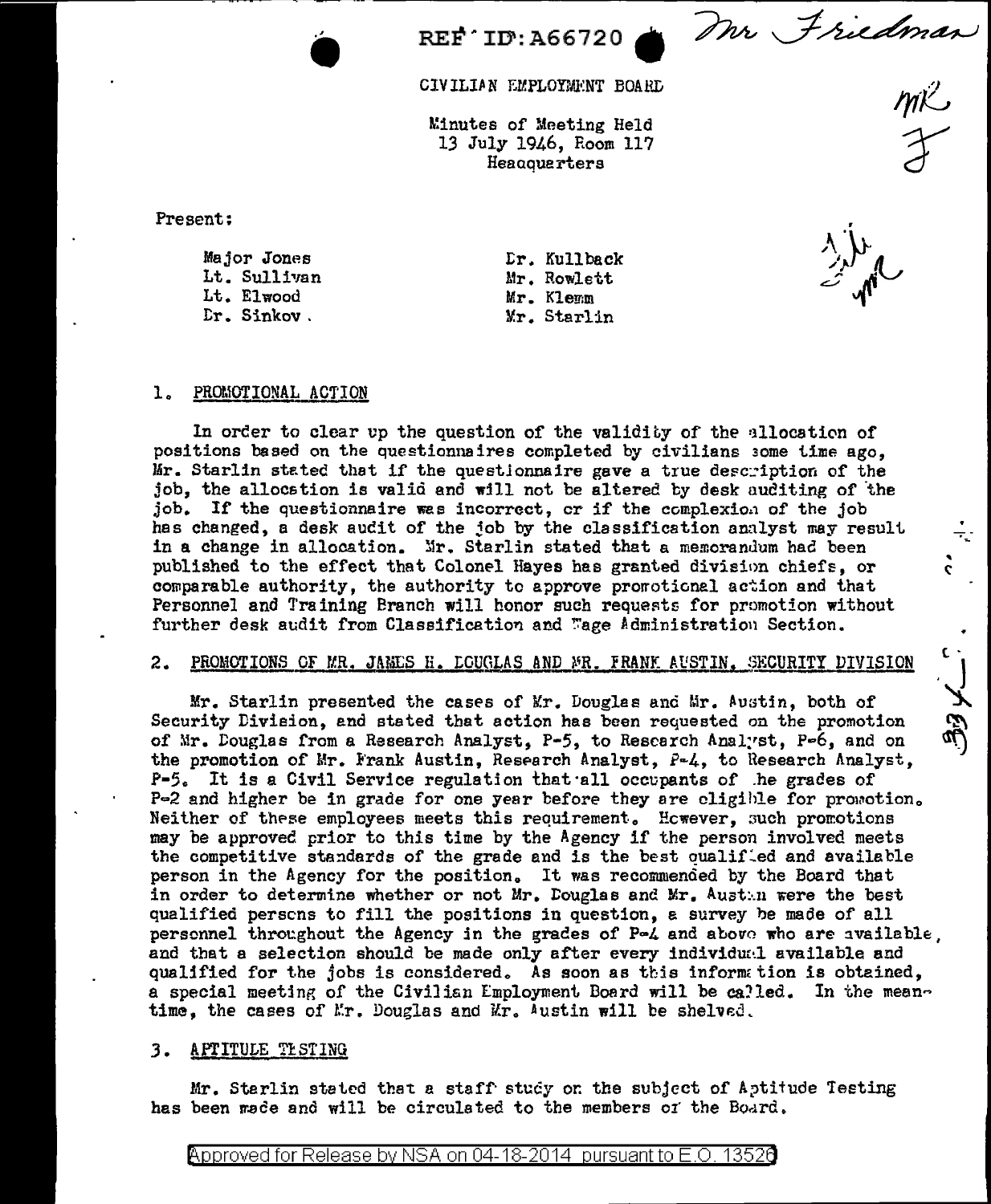REF ID:A66720

Mr Friedman

CIVILIAN EMPLOYMENT BOARD

Minutes of Meeting Held
13 July 1946, Room 117
Headquarters

Present:

| | |
|---|---|
| Major Jones | Dr. Kullback |
| Lt. Sullivan | Mr. Rowlett |
| Lt. Elwood | Mr. Klemm |
| Dr. Sinkov. | Mr. Starlin |

## 1. PROMOTIONAL ACTION

In order to clear up the question of the validity of the allocation of positions based on the questionnaires completed by civilians some time ago, Mr. Starlin stated that if the questionnaire gave a true description of the job, the allocation is valid and will not be altered by desk auditing of the job. If the questionnaire was incorrect, or if the complexion of the job has changed, a desk audit of the job by the classification analyst may result in a change in allocation. Mr. Starlin stated that a memorandum had been published to the effect that Colonel Hayes has granted division chiefs, or comparable authority, the authority to approve promotional action and that Personnel and Training Branch will honor such requests for promotion without further desk audit from Classification and Wage Administration Section.

## 2. PROMOTIONS OF MR. JAMES H. DOUGLAS AND MR. FRANK AUSTIN, SECURITY DIVISION

Mr. Starlin presented the cases of Mr. Douglas and Mr. Austin, both of Security Division, and stated that action has been requested on the promotion of Mr. Douglas from a Research Analyst, P-5, to Research Analyst, P-6, and on the promotion of Mr. Frank Austin, Research Analyst, P-4, to Research Analyst, P-5. It is a Civil Service regulation that all occupants of the grades of P-2 and higher be in grade for one year before they are eligible for promotion. Neither of these employees meets this requirement. However, such promotions may be approved prior to this time by the Agency if the person involved meets the competitive standards of the grade and is the best qualified and available person in the Agency for the position. It was recommended by the Board that in order to determine whether or not Mr. Douglas and Mr. Austin were the best qualified persons to fill the positions in question, a survey be made of all personnel throughout the Agency in the grades of P-4 and above who are available, and that a selection should be made only after every individual available and qualified for the jobs is considered. As soon as this information is obtained, a special meeting of the Civilian Employment Board will be called. In the meantime, the cases of Mr. Douglas and Mr. Austin will be shelved.

## 3. APTITUDE TESTING

Mr. Starlin stated that a staff study on the subject of Aptitude Testing has been made and will be circulated to the members of the Board.

Approved for Release by NSA on 04-18-2014 pursuant to E.O. 13526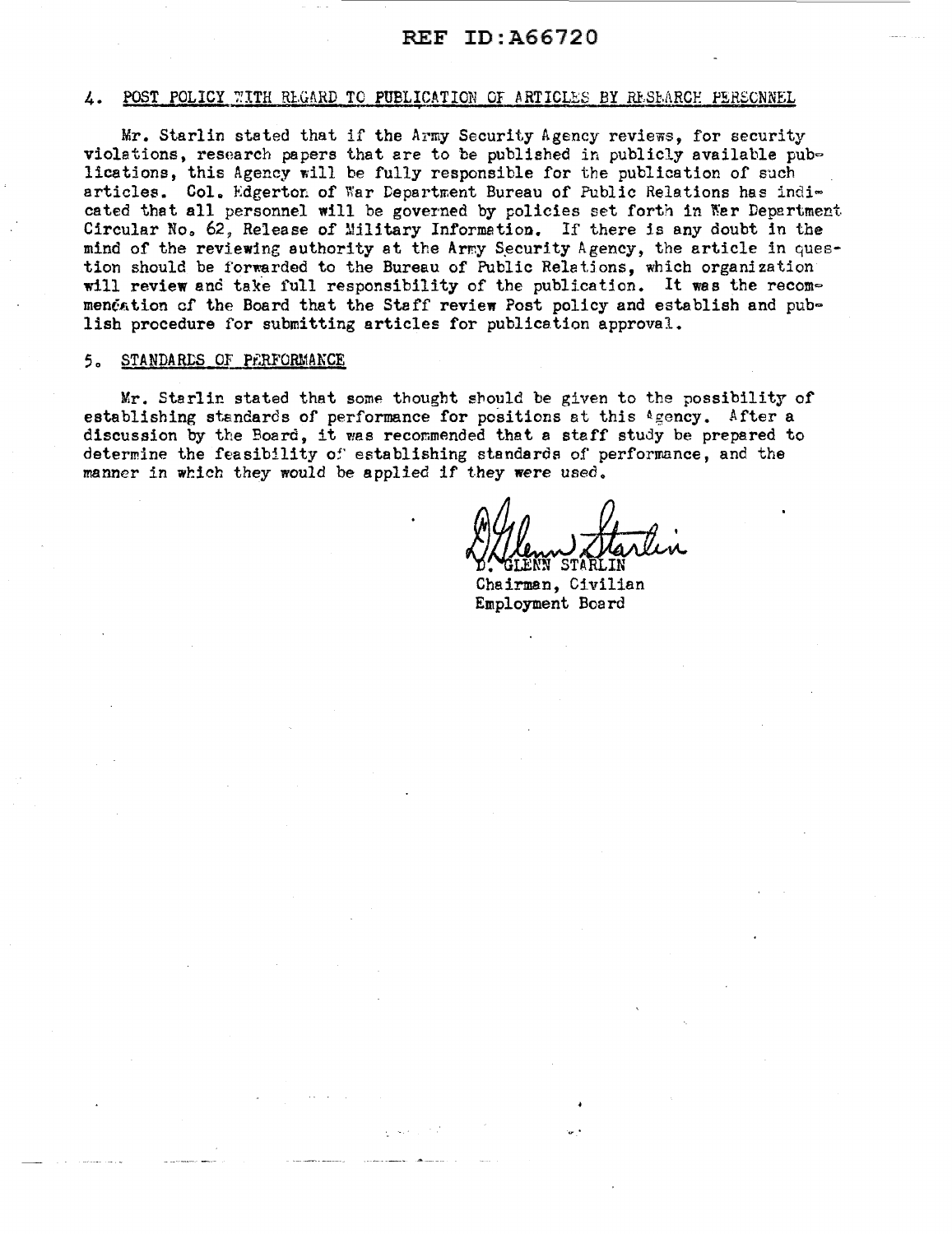REF ID:A66720

4. POST POLICY WITH REGARD TO PUBLICATION OF ARTICLES BY RESEARCH PERSONNEL

Mr. Starlin stated that if the Army Security Agency reviews, for security violations, research papers that are to be published in publicly available publications, this Agency will be fully responsible for the publication of such articles. Col. Edgerton of War Department Bureau of Public Relations has indicated that all personnel will be governed by policies set forth in War Department Circular No. 62, Release of Military Information. If there is any doubt in the mind of the reviewing authority at the Army Security Agency, the article in question should be forwarded to the Bureau of Public Relations, which organization will review and take full responsibility of the publication. It was the recommendation of the Board that the Staff review Post policy and establish and publish procedure for submitting articles for publication approval.

5. STANDARDS OF PERFORMANCE

Mr. Starlin stated that some thought should be given to the possibility of establishing standards of performance for positions at this Agency. After a discussion by the Board, it was recommended that a staff study be prepared to determine the feasibility of establishing standards of performance, and the manner in which they would be applied if they were used.

D. Glenn Starlin

D. GLENN STARLIN
Chairman, Civilian
Employment Board